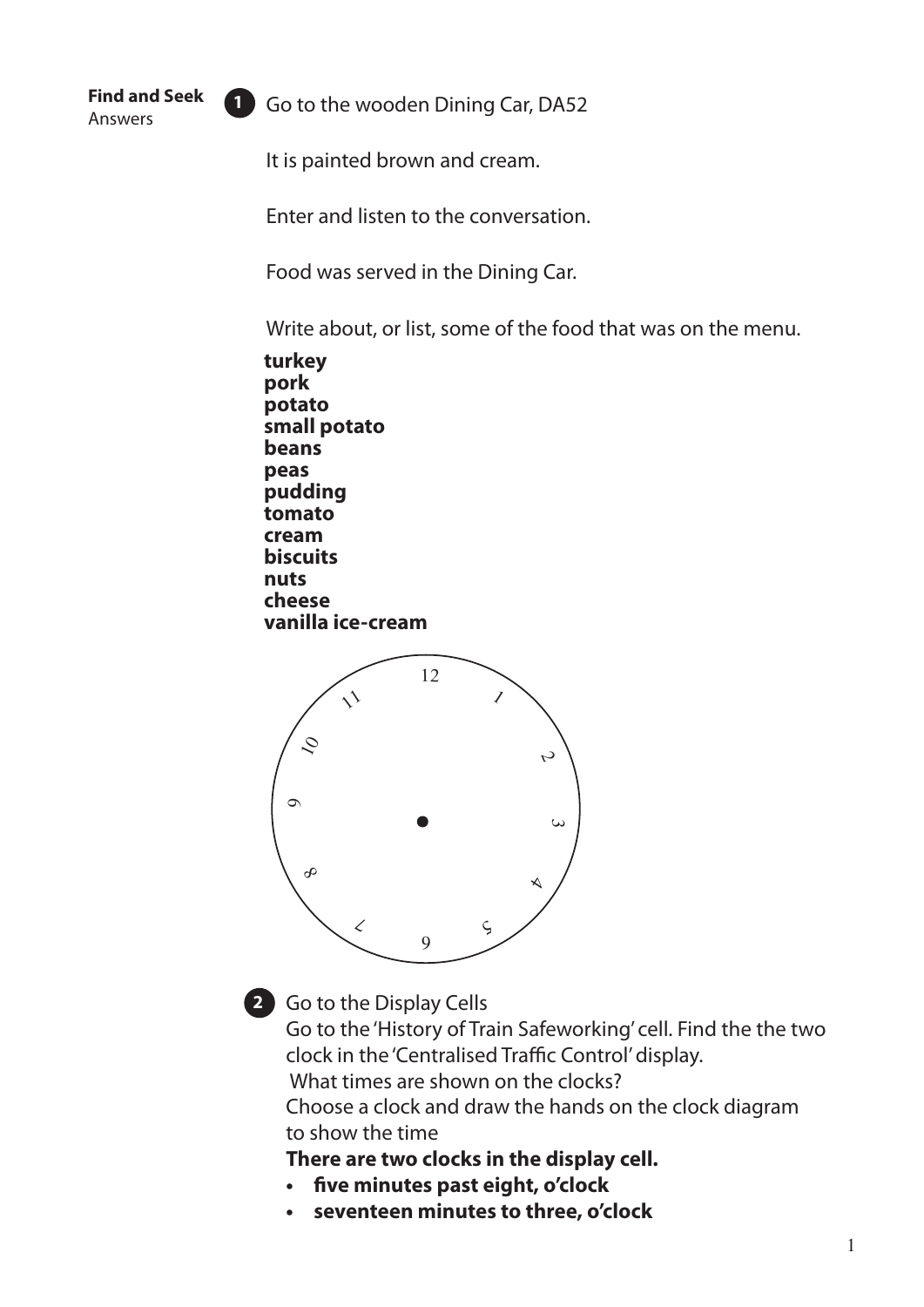**Find and Seek**
Answers

**1** Go to the wooden Dining Car, DA52

It is painted brown and cream.

Enter and listen to the conversation.

Food was served in the Dining Car.

Write about, or list, some of the food that was on the menu.

**turkey**
**pork**
**potato**
**small potato**
**beans**
**peas**
**pudding**
**tomato**
**cream**
**biscuits**
**nuts**
**cheese**
**vanilla ice-cream**

12 1 2 3 4 5 6 7 8 9 10 11

**2** Go to the Display Cells

Go to the 'History of Train Safeworking' cell. Find the the two clock in the 'Centralised Traffic Control' display.

What times are shown on the clocks?

Choose a clock and draw the hands on the clock diagram to show the time

**There are two clocks in the display cell.**

- **five minutes past eight, o'clock**
- **seventeen minutes to three, o'clock**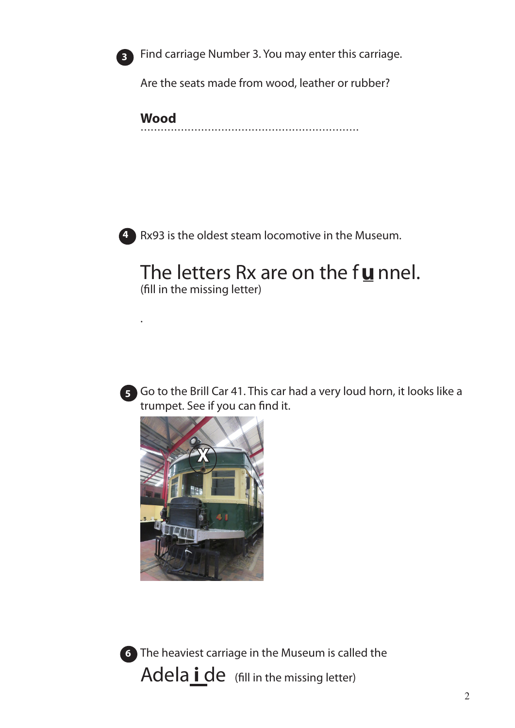3. Find carriage Number 3. You may enter this carriage.

   Are the seats made from wood, leather or rubber?

   **Wood**
   ............................................................

4. Rx93 is the oldest steam locomotive in the Museum.

   The letters Rx are on the f **u** nnel.
   (fill in the missing letter)

5. Go to the Brill Car 41. This car had a very loud horn, it looks like a trumpet. See if you can find it.

6. The heaviest carriage in the Museum is called the
   Adela **i** de (fill in the missing letter)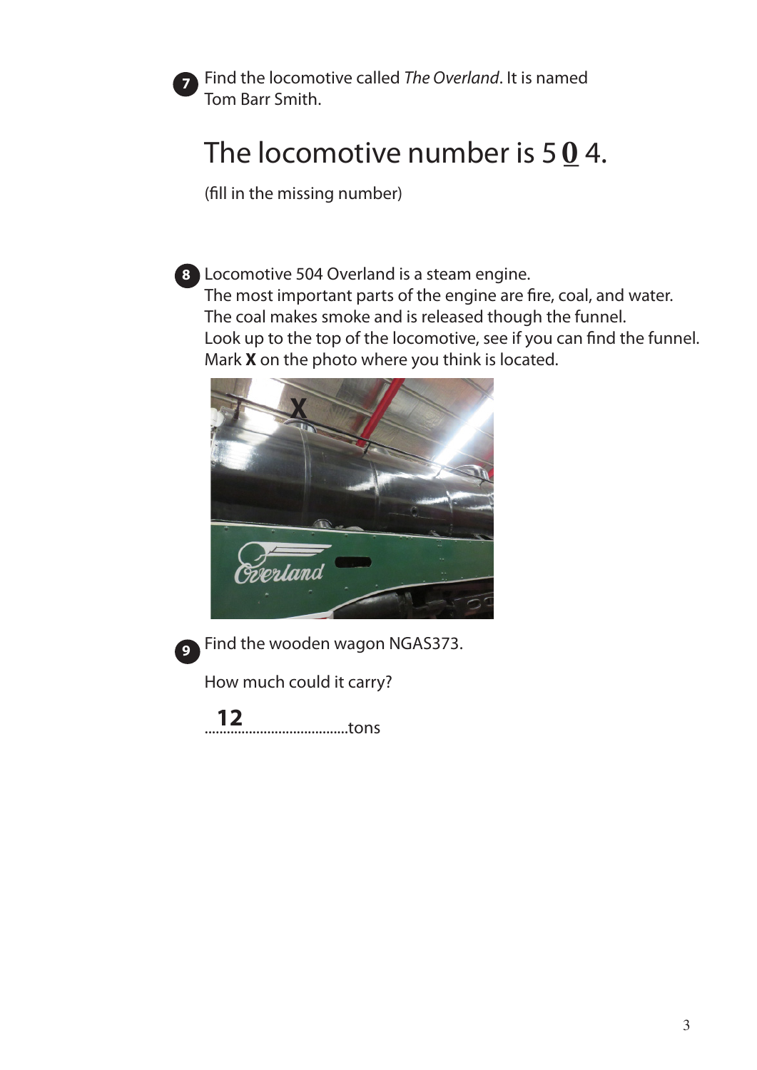7. Find the locomotive called *The Overland*. It is named Tom Barr Smith.

The locomotive number is 5 **0** 4.

(fill in the missing number)

8. Locomotive 504 Overland is a steam engine.
The most important parts of the engine are fire, coal, and water.
The coal makes smoke and is released though the funnel.
Look up to the top of the locomotive, see if you can find the funnel.
Mark **X** on the photo where you think is located.

9. Find the wooden wagon NGAS373.

How much could it carry?

**12** .......................................tons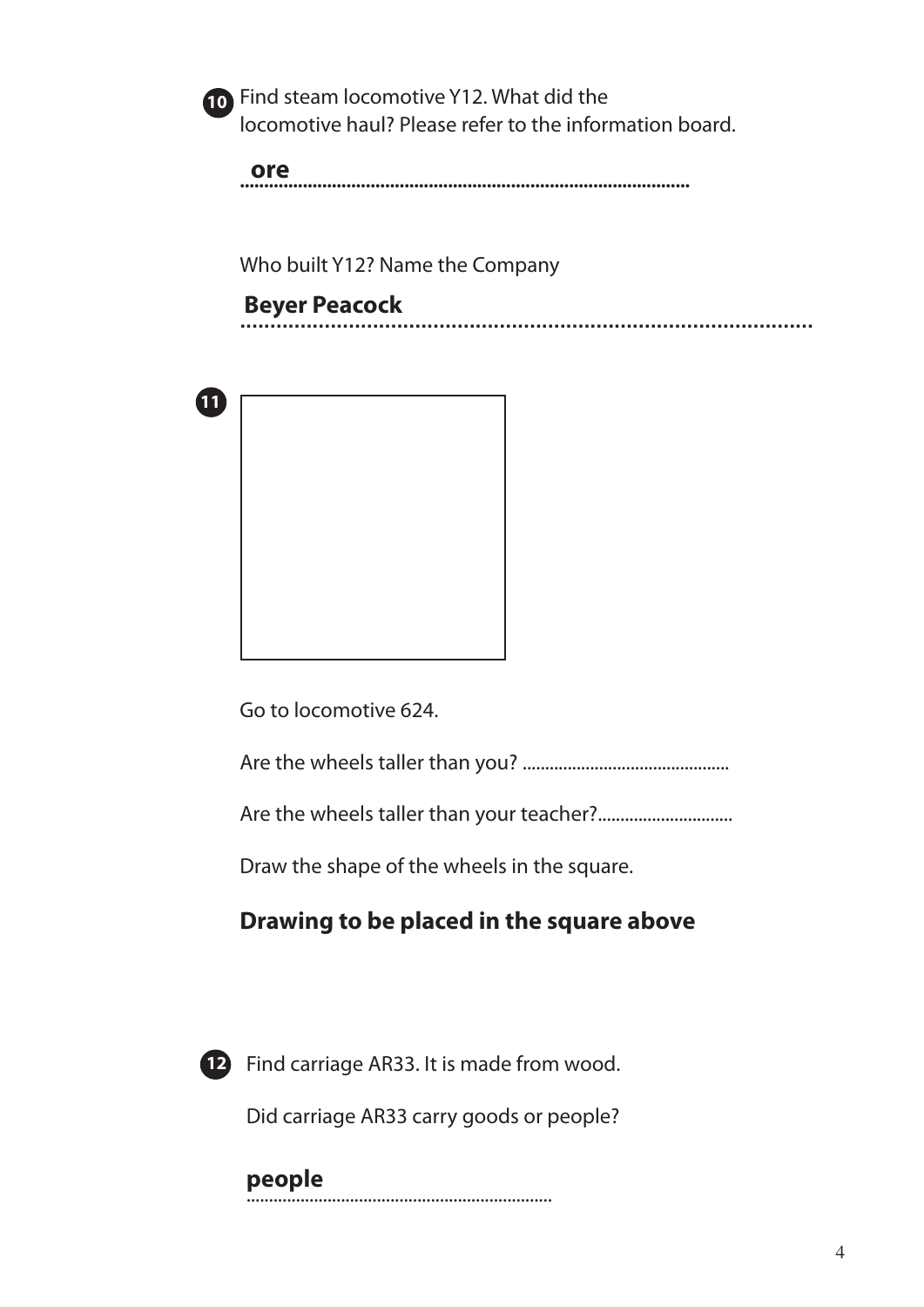**10** Find steam locomotive Y12. What did the locomotive haul? Please refer to the information board.

**ore**
..........................................................................................

Who built Y12? Name the Company

**Beyer Peacock**
..........................................................................................

**11**

Go to locomotive 624.

Are the wheels taller than you? ..............................................

Are the wheels taller than your teacher?..............................

Draw the shape of the wheels in the square.

**Drawing to be placed in the square above**

**12** Find carriage AR33. It is made from wood.

Did carriage AR33 carry goods or people?

**people**
..................................................................